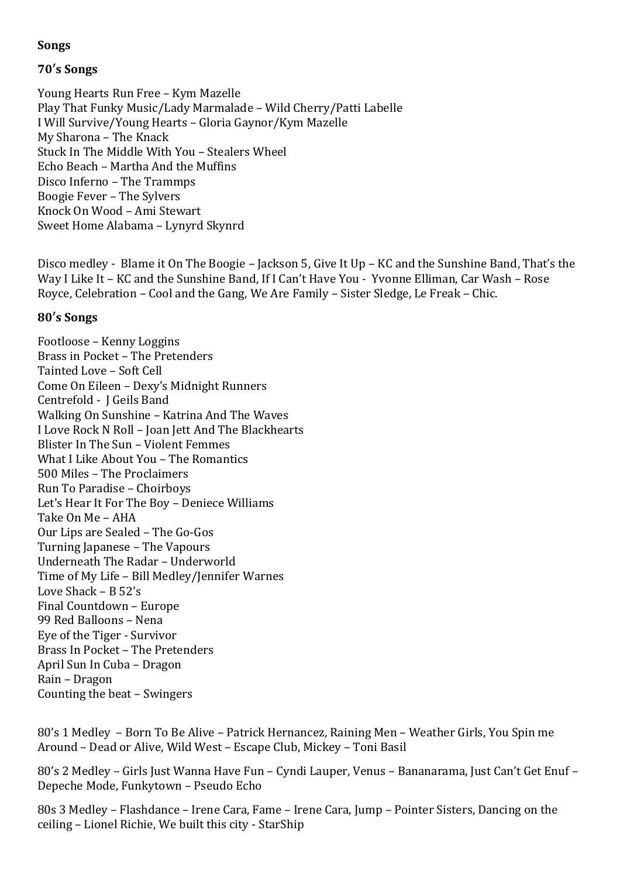**Songs**

**70's Songs**

Young Hearts Run Free – Kym Mazelle
Play That Funky Music/Lady Marmalade – Wild Cherry/Patti Labelle
I Will Survive/Young Hearts – Gloria Gaynor/Kym Mazelle
My Sharona – The Knack
Stuck In The Middle With You – Stealers Wheel
Echo Beach – Martha And the Muffins
Disco Inferno – The Trammps
Boogie Fever – The Sylvers
Knock On Wood – Ami Stewart
Sweet Home Alabama – Lynyrd Skynrd

Disco medley - Blame it On The Boogie – Jackson 5, Give It Up – KC and the Sunshine Band, That's the Way I Like It – KC and the Sunshine Band, If I Can't Have You - Yvonne Elliman, Car Wash – Rose Royce, Celebration – Cool and the Gang, We Are Family – Sister Sledge, Le Freak – Chic.

**80's Songs**

Footloose – Kenny Loggins
Brass in Pocket – The Pretenders
Tainted Love – Soft Cell
Come On Eileen – Dexy's Midnight Runners
Centrefold - J Geils Band
Walking On Sunshine – Katrina And The Waves
I Love Rock N Roll – Joan Jett And The Blackhearts
Blister In The Sun – Violent Femmes
What I Like About You – The Romantics
500 Miles – The Proclaimers
Run To Paradise – Choirboys
Let's Hear It For The Boy – Deniece Williams
Take On Me – AHA
Our Lips are Sealed – The Go-Gos
Turning Japanese – The Vapours
Underneath The Radar – Underworld
Time of My Life – Bill Medley/Jennifer Warnes
Love Shack – B 52's
Final Countdown – Europe
99 Red Balloons – Nena
Eye of the Tiger - Survivor
Brass In Pocket – The Pretenders
April Sun In Cuba – Dragon
Rain – Dragon
Counting the beat – Swingers

80's 1 Medley – Born To Be Alive – Patrick Hernancez, Raining Men – Weather Girls, You Spin me Around – Dead or Alive, Wild West – Escape Club, Mickey – Toni Basil

80's 2 Medley – Girls Just Wanna Have Fun – Cyndi Lauper, Venus – Bananarama, Just Can't Get Enuf – Depeche Mode, Funkytown – Pseudo Echo

80s 3 Medley – Flashdance – Irene Cara, Fame – Irene Cara, Jump – Pointer Sisters, Dancing on the ceiling – Lionel Richie, We built this city - StarShip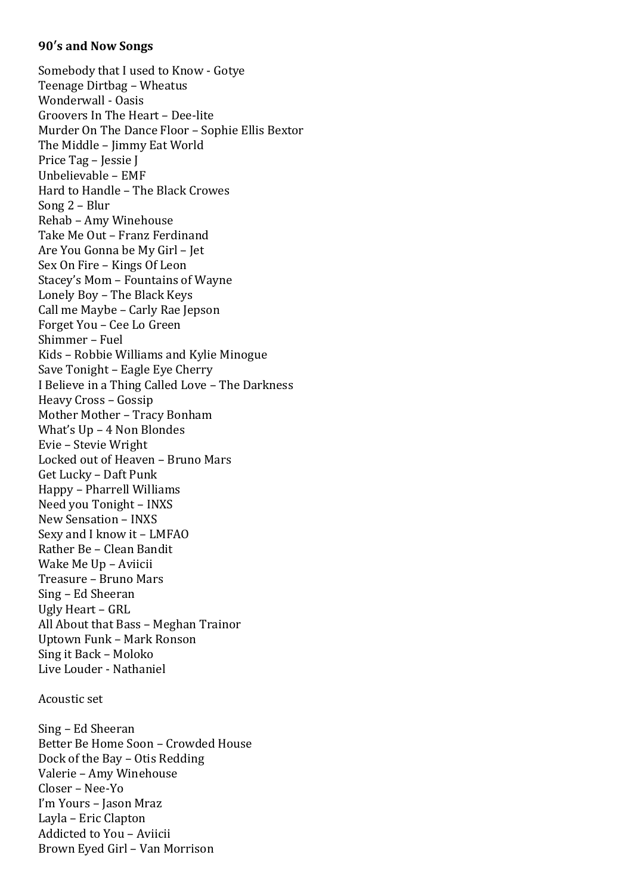**90's and Now Songs**

Somebody that I used to Know - Gotye
Teenage Dirtbag – Wheatus
Wonderwall - Oasis
Groovers In The Heart – Dee-lite
Murder On The Dance Floor – Sophie Ellis Bextor
The Middle – Jimmy Eat World
Price Tag – Jessie J
Unbelievable – EMF
Hard to Handle – The Black Crowes
Song 2 – Blur
Rehab – Amy Winehouse
Take Me Out – Franz Ferdinand
Are You Gonna be My Girl – Jet
Sex On Fire – Kings Of Leon
Stacey's Mom – Fountains of Wayne
Lonely Boy – The Black Keys
Call me Maybe – Carly Rae Jepson
Forget You – Cee Lo Green
Shimmer – Fuel
Kids – Robbie Williams and Kylie Minogue
Save Tonight – Eagle Eye Cherry
I Believe in a Thing Called Love – The Darkness
Heavy Cross – Gossip
Mother Mother – Tracy Bonham
What's Up – 4 Non Blondes
Evie – Stevie Wright
Locked out of Heaven – Bruno Mars
Get Lucky – Daft Punk
Happy – Pharrell Williams
Need you Tonight – INXS
New Sensation – INXS
Sexy and I know it – LMFAO
Rather Be – Clean Bandit
Wake Me Up – Aviicii
Treasure – Bruno Mars
Sing – Ed Sheeran
Ugly Heart – GRL
All About that Bass – Meghan Trainor
Uptown Funk – Mark Ronson
Sing it Back – Moloko
Live Louder - Nathaniel

Acoustic set

Sing – Ed Sheeran
Better Be Home Soon – Crowded House
Dock of the Bay – Otis Redding
Valerie – Amy Winehouse
Closer – Nee-Yo
I'm Yours – Jason Mraz
Layla – Eric Clapton
Addicted to You – Aviicii
Brown Eyed Girl – Van Morrison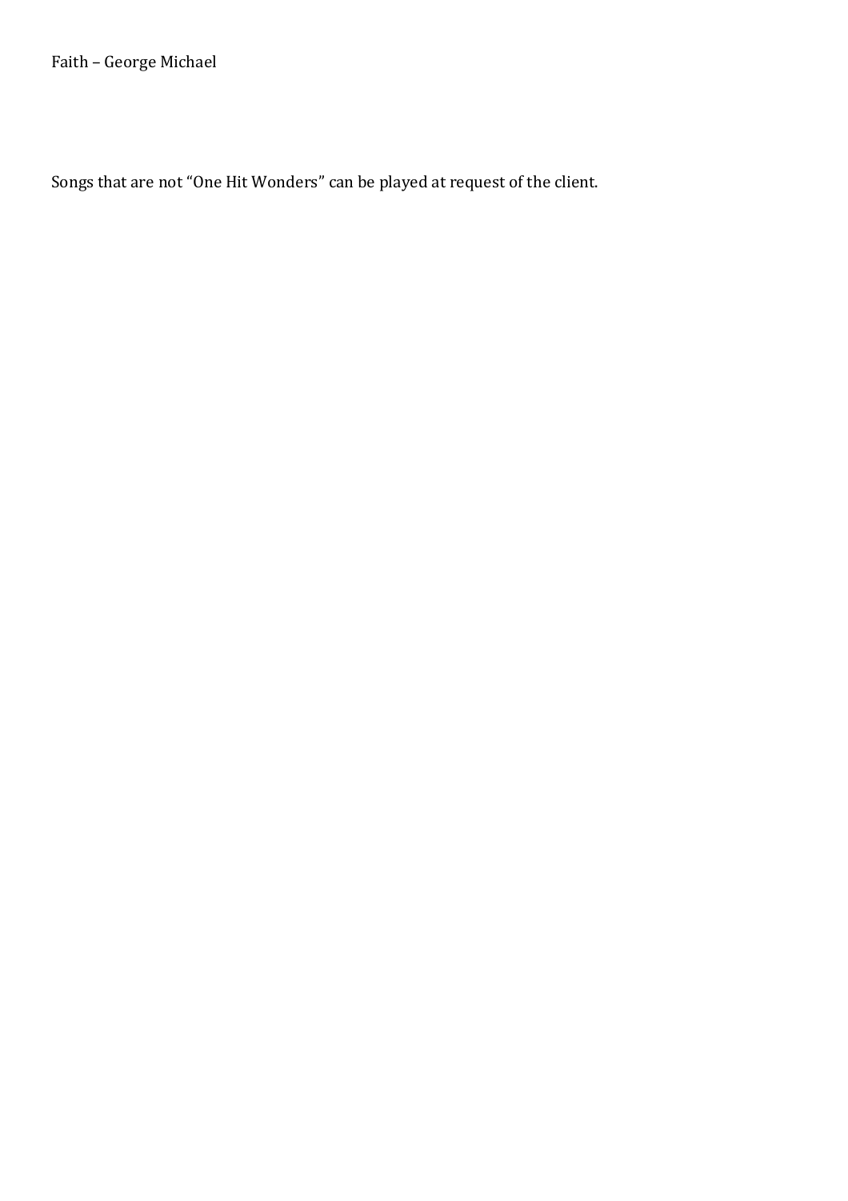Faith – George Michael

Songs that are not "One Hit Wonders" can be played at request of the client.